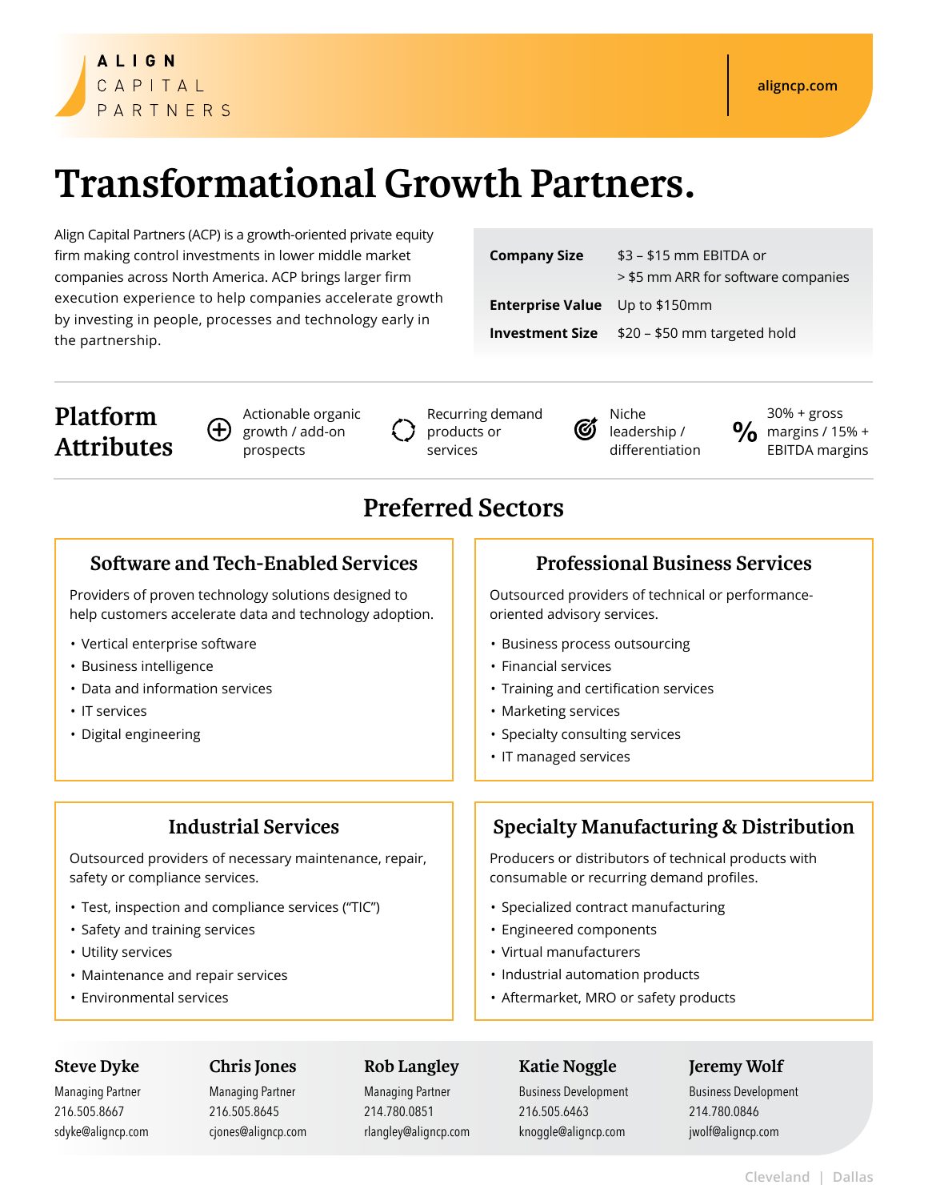ALIGN
CAPITAL
PARTNERS

alignсp.com

# Transformational Growth Partners.

Align Capital Partners (ACP) is a growth-oriented private equity firm making control investments in lower middle market companies across North America. ACP brings larger firm execution experience to help companies accelerate growth by investing in people, processes and technology early in the partnership.

| | |
|---|---|
| **Company Size** | $3 – $15 mm EBITDA or > $5 mm ARR for software companies |
| **Enterprise Value** | Up to $150mm |
| **Investment Size** | $20 – $50 mm targeted hold |

## Platform Attributes

- Actionable organic growth / add-on prospects
- Recurring demand products or services
- Niche leadership / differentiation
- 30% + gross margins / 15% + EBITDA margins

## Preferred Sectors

### Software and Tech-Enabled Services

Providers of proven technology solutions designed to help customers accelerate data and technology adoption.

- Vertical enterprise software
- Business intelligence
- Data and information services
- IT services
- Digital engineering

### Professional Business Services

Outsourced providers of technical or performance-oriented advisory services.

- Business process outsourcing
- Financial services
- Training and certification services
- Marketing services
- Specialty consulting services
- IT managed services

### Industrial Services

Outsourced providers of necessary maintenance, repair, safety or compliance services.

- Test, inspection and compliance services ("TIC")
- Safety and training services
- Utility services
- Maintenance and repair services
- Environmental services

### Specialty Manufacturing & Distribution

Producers or distributors of technical products with consumable or recurring demand profiles.

- Specialized contract manufacturing
- Engineered components
- Virtual manufacturers
- Industrial automation products
- Aftermarket, MRO or safety products

**Steve Dyke**
Managing Partner
216.505.8667
sdyke@aligncp.com

**Chris Jones**
Managing Partner
216.505.8645
cjones@aligncp.com

**Rob Langley**
Managing Partner
214.780.0851
rlangley@aligncp.com

**Katie Noggle**
Business Development
216.505.6463
knoggle@aligncp.com

**Jeremy Wolf**
Business Development
214.780.0846
jwolf@aligncp.com

Cleveland | Dallas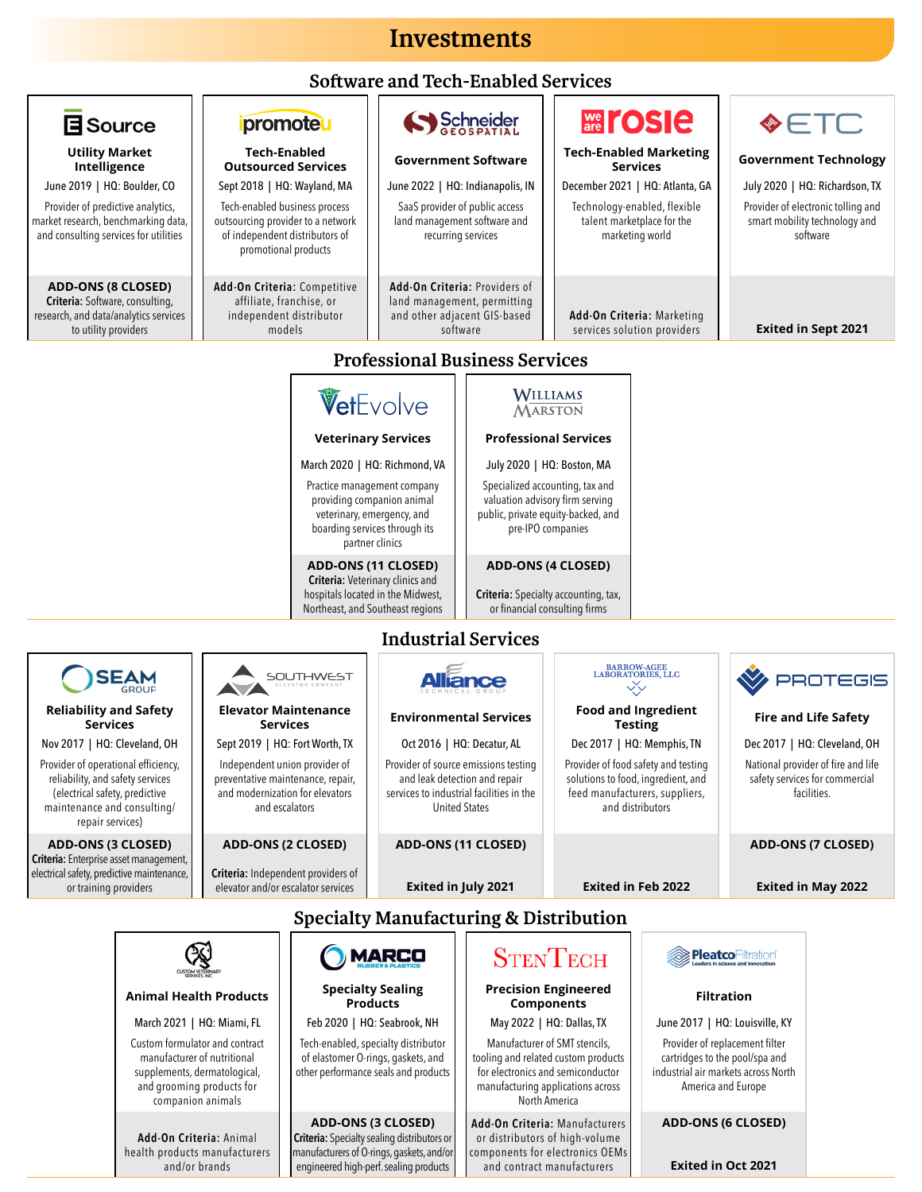# Investments

## Software and Tech-Enabled Services

### E Source
**Utility Market Intelligence**
June 2019 | HQ: Boulder, CO
Provider of predictive analytics, market research, benchmarking data, and consulting services for utilities
**ADD-ONS (8 CLOSED)**
**Criteria:** Software, consulting, research, and data/analytics services to utility providers

### ipromoteu
**Tech-Enabled Outsourced Services**
Sept 2018 | HQ: Wayland, MA
Tech-enabled business process outsourcing provider to a network of independent distributors of promotional products
**Add-On Criteria:** Competitive affiliate, franchise, or independent distributor models

### Schneider Geospatial
**Government Software**
June 2022 | HQ: Indianapolis, IN
SaaS provider of public access land management software and recurring services
**Add-On Criteria:** Providers of land management, permitting and other adjacent GIS-based software

### We Are Rosie
**Tech-Enabled Marketing Services**
December 2021 | HQ: Atlanta, GA
Technology-enabled, flexible talent marketplace for the marketing world
**Add-On Criteria:** Marketing services solution providers

### ETC
**Government Technology**
July 2020 | HQ: Richardson, TX
Provider of electronic tolling and smart mobility technology and software
**Exited in Sept 2021**

## Professional Business Services

### VetEvolve
**Veterinary Services**
March 2020 | HQ: Richmond, VA
Practice management company providing companion animal veterinary, emergency, and boarding services through its partner clinics
**ADD-ONS (11 CLOSED)**
**Criteria:** Veterinary clinics and hospitals located in the Midwest, Northeast, and Southeast regions

### Williams Marston
**Professional Services**
July 2020 | HQ: Boston, MA
Specialized accounting, tax and valuation advisory firm serving public, private equity-backed, and pre-IPO companies
**ADD-ONS (4 CLOSED)**
**Criteria:** Specialty accounting, tax, or financial consulting firms

## Industrial Services

### SEAM Group
**Reliability and Safety Services**
Nov 2017 | HQ: Cleveland, OH
Provider of operational efficiency, reliability, and safety services (electrical safety, predictive maintenance and consulting/repair services)
**ADD-ONS (3 CLOSED)**
**Criteria:** Enterprise asset management, electrical safety, predictive maintenance, or training providers

### Southwest Elevator Company
**Elevator Maintenance Services**
Sept 2019 | HQ: Fort Worth, TX
Independent union provider of preventative maintenance, repair, and modernization for elevators and escalators
**ADD-ONS (2 CLOSED)**
**Criteria:** Independent providers of elevator and/or escalator services

### Alliance Technical Group
**Environmental Services**
Oct 2016 | HQ: Decatur, AL
Provider of source emissions testing and leak detection and repair services to industrial facilities in the United States
**ADD-ONS (11 CLOSED)**
**Exited in July 2021**

### Barrow-Agee Laboratories, LLC
**Food and Ingredient Testing**
Dec 2017 | HQ: Memphis, TN
Provider of food safety and testing solutions to food, ingredient, and feed manufacturers, suppliers, and distributors
**Exited in Feb 2022**

### Protegis
**Fire and Life Safety**
Dec 2017 | HQ: Cleveland, OH
National provider of fire and life safety services for commercial facilities.
**ADD-ONS (7 CLOSED)**
**Exited in May 2022**

## Specialty Manufacturing & Distribution

### Custom Veterinary Services, Inc.
**Animal Health Products**
March 2021 | HQ: Miami, FL
Custom formulator and contract manufacturer of nutritional supplements, dermatological, and grooming products for companion animals
**Add-On Criteria:** Animal health products manufacturers and/or brands

### Marco Rubber & Plastics
**Specialty Sealing Products**
Feb 2020 | HQ: Seabrook, NH
Tech-enabled, specialty distributor of elastomer O-rings, gaskets, and other performance seals and products
**ADD-ONS (3 CLOSED)**
**Criteria:** Specialty sealing distributors or manufacturers of O-rings, gaskets, and/or engineered high-perf. sealing products

### StenTech
**Precision Engineered Components**
May 2022 | HQ: Dallas, TX
Manufacturer of SMT stencils, tooling and related custom products for electronics and semiconductor manufacturing applications across North America
**Add-On Criteria:** Manufacturers or distributors of high-volume components for electronics OEMs and contract manufacturers

### Pleatco Filtration
**Filtration**
June 2017 | HQ: Louisville, KY
Provider of replacement filter cartridges to the pool/spa and industrial air markets across North America and Europe
**ADD-ONS (6 CLOSED)**
**Exited in Oct 2021**